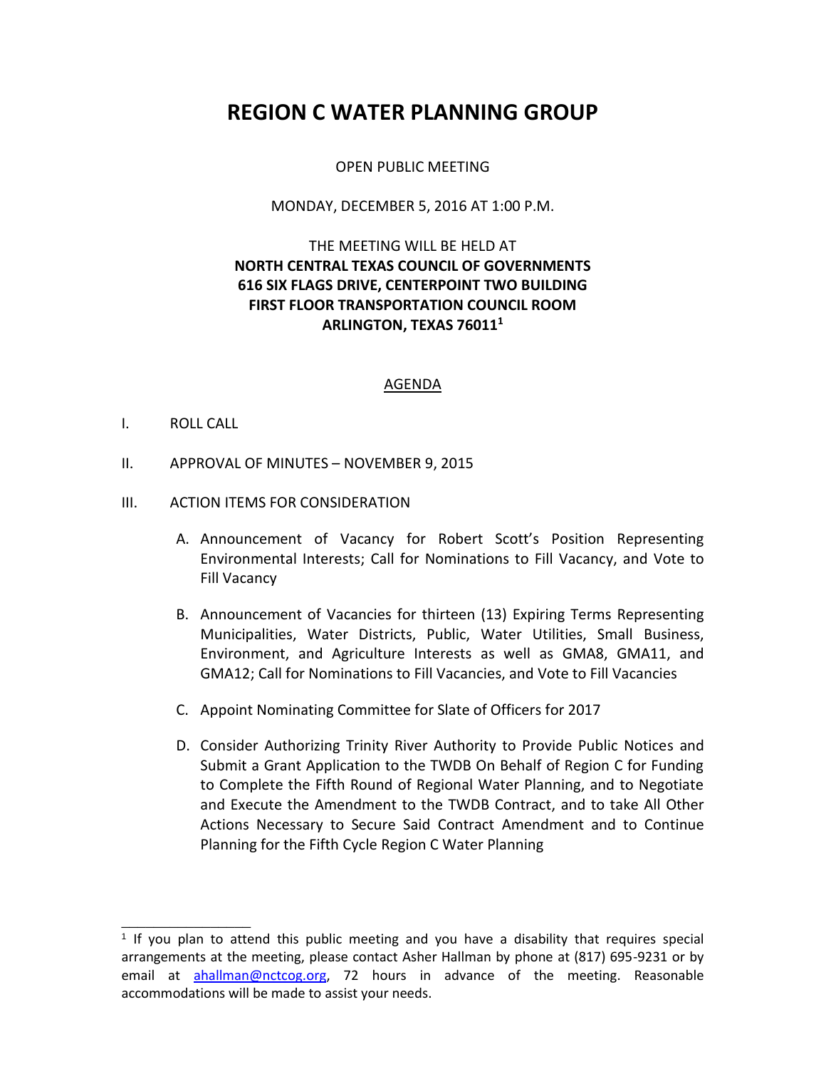# REGION C WATER PLANNING GROUP

OPEN PUBLIC MEETING

MONDAY, DECEMBER 5, 2016 AT 1:00 P.M.

THE MEETING WILL BE HELD AT
**NORTH CENTRAL TEXAS COUNCIL OF GOVERNMENTS**
**616 SIX FLAGS DRIVE, CENTERPOINT TWO BUILDING**
**FIRST FLOOR TRANSPORTATION COUNCIL ROOM**
**ARLINGTON, TEXAS 76011**[1]

## AGENDA

I. ROLL CALL

II. APPROVAL OF MINUTES – NOVEMBER 9, 2015

III. ACTION ITEMS FOR CONSIDERATION

A. Announcement of Vacancy for Robert Scott's Position Representing Environmental Interests; Call for Nominations to Fill Vacancy, and Vote to Fill Vacancy

B. Announcement of Vacancies for thirteen (13) Expiring Terms Representing Municipalities, Water Districts, Public, Water Utilities, Small Business, Environment, and Agriculture Interests as well as GMA8, GMA11, and GMA12; Call for Nominations to Fill Vacancies, and Vote to Fill Vacancies

C. Appoint Nominating Committee for Slate of Officers for 2017

D. Consider Authorizing Trinity River Authority to Provide Public Notices and Submit a Grant Application to the TWDB On Behalf of Region C for Funding to Complete the Fifth Round of Regional Water Planning, and to Negotiate and Execute the Amendment to the TWDB Contract, and to take All Other Actions Necessary to Secure Said Contract Amendment and to Continue Planning for the Fifth Cycle Region C Water Planning

---

[1] If you plan to attend this public meeting and you have a disability that requires special arrangements at the meeting, please contact Asher Hallman by phone at (817) 695-9231 or by email at ahallman@nctcog.org, 72 hours in advance of the meeting. Reasonable accommodations will be made to assist your needs.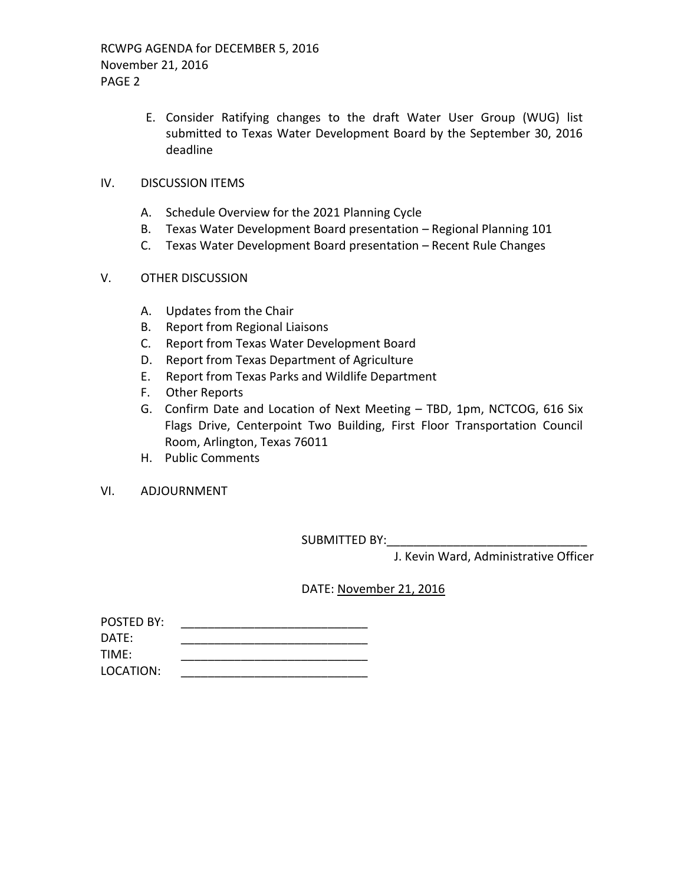E. Consider Ratifying changes to the draft Water User Group (WUG) list submitted to Texas Water Development Board by the September 30, 2016 deadline

IV. DISCUSSION ITEMS

A. Schedule Overview for the 2021 Planning Cycle
B. Texas Water Development Board presentation – Regional Planning 101
C. Texas Water Development Board presentation – Recent Rule Changes

V. OTHER DISCUSSION

A. Updates from the Chair
B. Report from Regional Liaisons
C. Report from Texas Water Development Board
D. Report from Texas Department of Agriculture
E. Report from Texas Parks and Wildlife Department
F. Other Reports
G. Confirm Date and Location of Next Meeting – TBD, 1pm, NCTCOG, 616 Six Flags Drive, Centerpoint Two Building, First Floor Transportation Council Room, Arlington, Texas 76011
H. Public Comments

VI. ADJOURNMENT

SUBMITTED BY:______________________________
J. Kevin Ward, Administrative Officer

DATE: November 21, 2016

POSTED BY: ____________________________
DATE: ____________________________
TIME: ____________________________
LOCATION: ____________________________